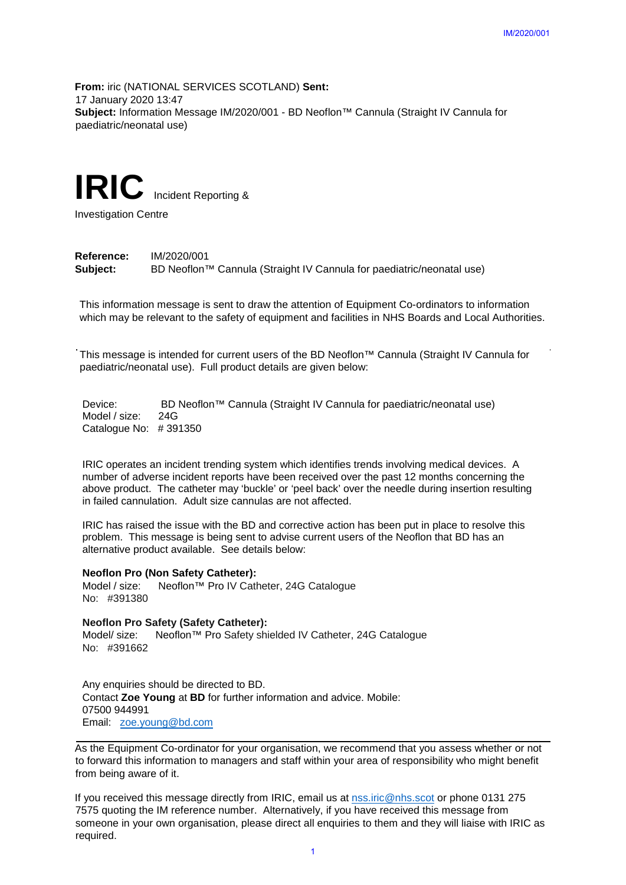**From:** iric (NATIONAL SERVICES SCOTLAND) **Sent:** 17 January 2020 13:47
**Subject:** Information Message IM/2020/001 - BD Neoflon™ Cannula (Straight IV Cannula for paediatric/neonatal use)

# IRIC Incident Reporting & Investigation Centre

**Reference:** IM/2020/001
**Subject:** BD Neoflon™ Cannula (Straight IV Cannula for paediatric/neonatal use)

This information message is sent to draw the attention of Equipment Co-ordinators to information which may be relevant to the safety of equipment and facilities in NHS Boards and Local Authorities.

This message is intended for current users of the BD Neoflon™ Cannula (Straight IV Cannula for paediatric/neonatal use). Full product details are given below:

Device: BD Neoflon™ Cannula (Straight IV Cannula for paediatric/neonatal use)
Model / size: 24G
Catalogue No: # 391350

IRIC operates an incident trending system which identifies trends involving medical devices. A number of adverse incident reports have been received over the past 12 months concerning the above product. The catheter may 'buckle' or 'peel back' over the needle during insertion resulting in failed cannulation. Adult size cannulas are not affected.

IRIC has raised the issue with the BD and corrective action has been put in place to resolve this problem. This message is being sent to advise current users of the Neoflon that BD has an alternative product available. See details below:

**Neoflon Pro (Non Safety Catheter):**
Model / size: Neoflon™ Pro IV Catheter, 24G Catalogue No: #391380

**Neoflon Pro Safety (Safety Catheter):**
Model/ size: Neoflon™ Pro Safety shielded IV Catheter, 24G Catalogue No: #391662

Any enquiries should be directed to BD.
Contact **Zoe Young** at **BD** for further information and advice. Mobile: 07500 944991
Email: zoe.young@bd.com

---

As the Equipment Co-ordinator for your organisation, we recommend that you assess whether or not to forward this information to managers and staff within your area of responsibility who might benefit from being aware of it.

If you received this message directly from IRIC, email us at nss.iric@nhs.scot or phone 0131 275 7575 quoting the IM reference number. Alternatively, if you have received this message from someone in your own organisation, please direct all enquiries to them and they will liaise with IRIC as required.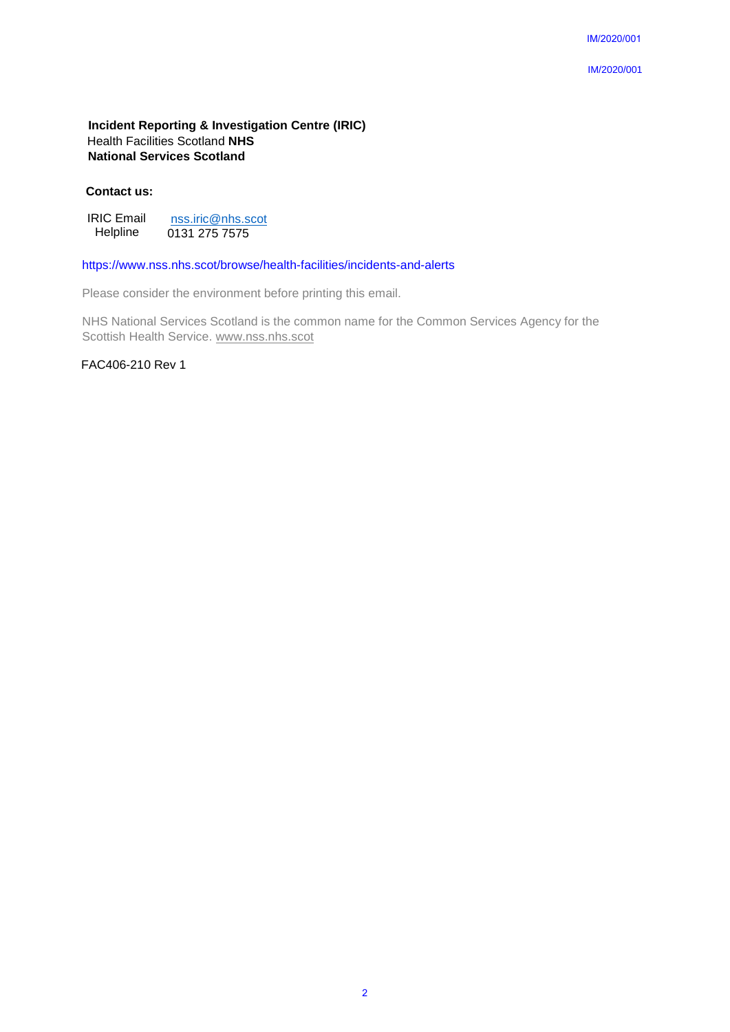**Incident Reporting & Investigation Centre (IRIC)**
Health Facilities Scotland **NHS**
**National Services Scotland**

**Contact us:**

| | |
|---|---|
| IRIC Email | nss.iric@nhs.scot |
| Helpline | 0131 275 7575 |

https://www.nss.nhs.scot/browse/health-facilities/incidents-and-alerts

Please consider the environment before printing this email.

NHS National Services Scotland is the common name for the Common Services Agency for the Scottish Health Service. www.nss.nhs.scot

FAC406-210 Rev 1